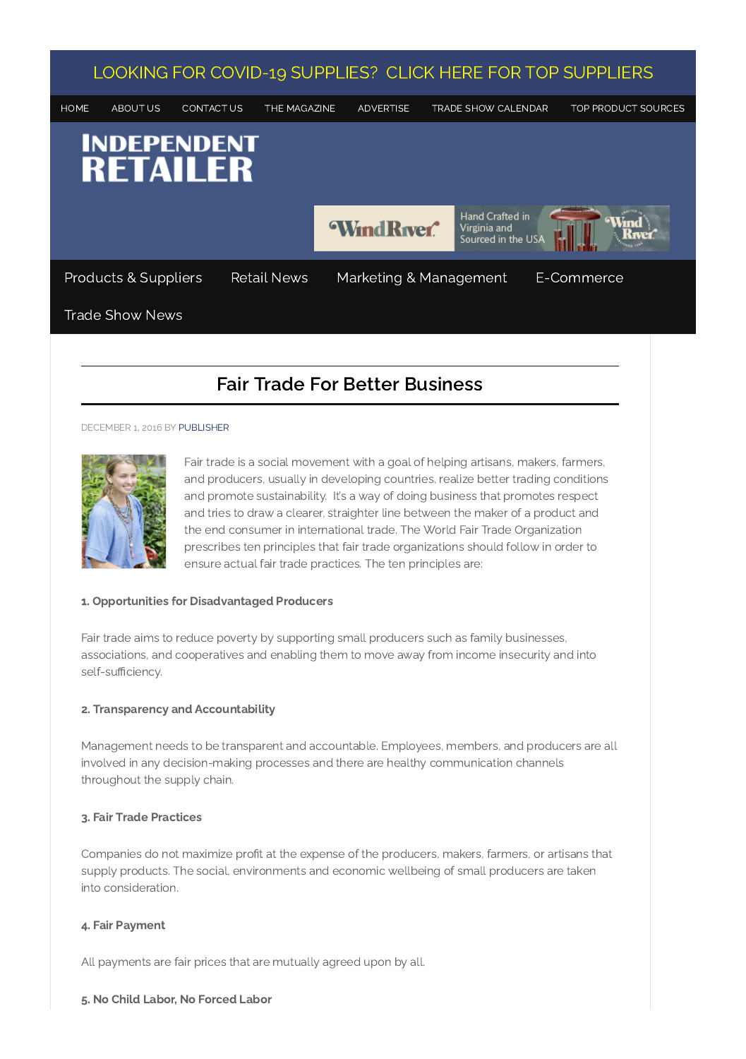LOOKING FOR COVID-19 SUPPLIES? CLICK HERE FOR TOP SUPPLIERS

HOME ABOUT US CONTACT US THE MAGAZINE ADVERTISE TRADE SHOW CALENDAR TOP PRODUCT SOURCES

INDEPENDENT RETAILER

Products & Suppliers Retail News Marketing & Management E-Commerce Trade Show News

# Fair Trade For Better Business

DECEMBER 1, 2016 BY PUBLISHER

Fair trade is a social movement with a goal of helping artisans, makers, farmers, and producers, usually in developing countries, realize better trading conditions and promote sustainability. It's a way of doing business that promotes respect and tries to draw a clearer, straighter line between the maker of a product and the end consumer in international trade. The World Fair Trade Organization prescribes ten principles that fair trade organizations should follow in order to ensure actual fair trade practices. The ten principles are:

**1. Opportunities for Disadvantaged Producers**

Fair trade aims to reduce poverty by supporting small producers such as family businesses, associations, and cooperatives and enabling them to move away from income insecurity and into self-sufficiency.

**2. Transparency and Accountability**

Management needs to be transparent and accountable. Employees, members, and producers are all involved in any decision-making processes and there are healthy communication channels throughout the supply chain.

**3. Fair Trade Practices**

Companies do not maximize profit at the expense of the producers, makers, farmers, or artisans that supply products. The social, environments and economic wellbeing of small producers are taken into consideration.

**4. Fair Payment**

All payments are fair prices that are mutually agreed upon by all.

**5. No Child Labor, No Forced Labor**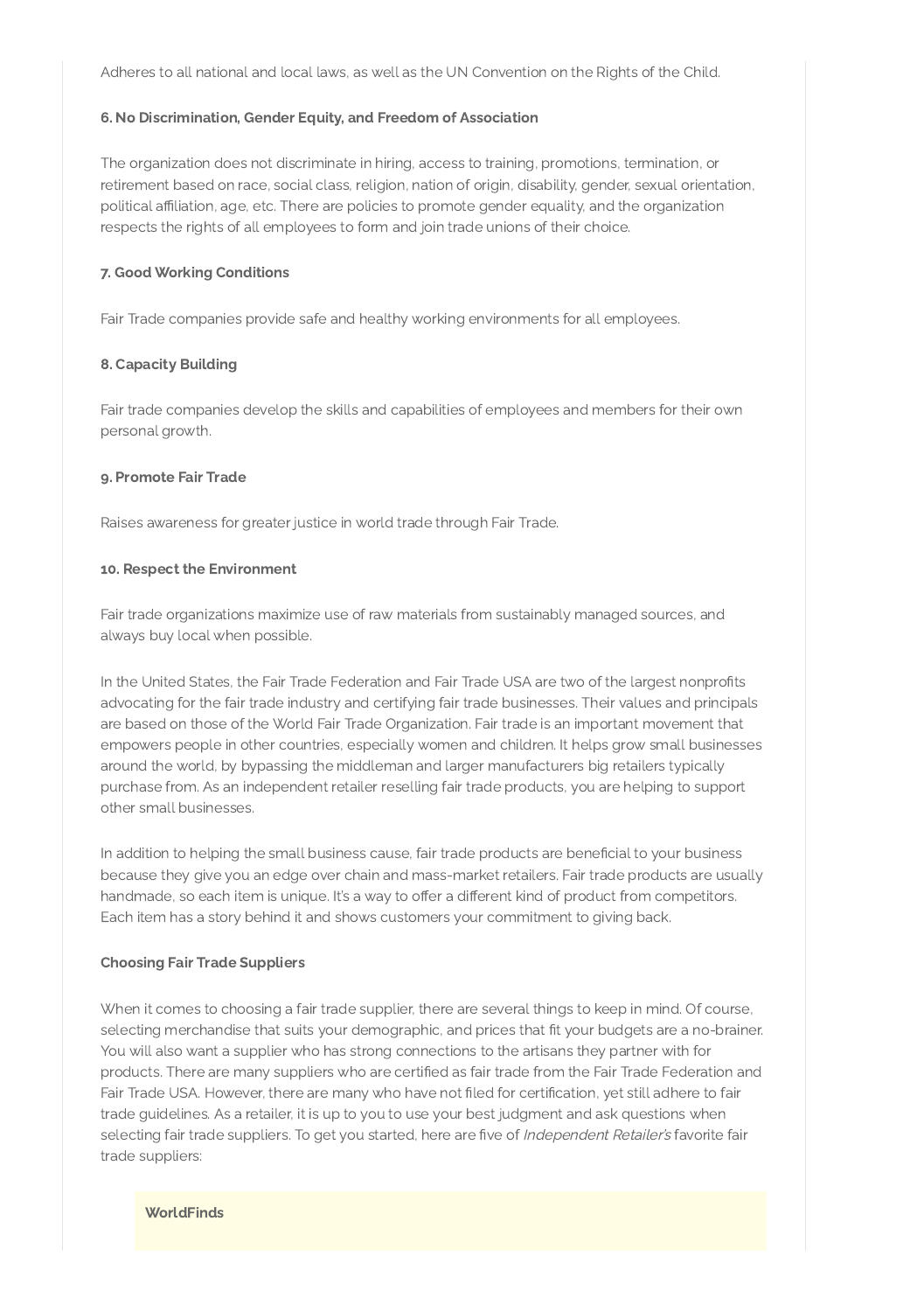Adheres to all national and local laws, as well as the UN Convention on the Rights of the Child.

**6. No Discrimination, Gender Equity, and Freedom of Association**

The organization does not discriminate in hiring, access to training, promotions, termination, or retirement based on race, social class, religion, nation of origin, disability, gender, sexual orientation, political affiliation, age, etc. There are policies to promote gender equality, and the organization respects the rights of all employees to form and join trade unions of their choice.

**7. Good Working Conditions**

Fair Trade companies provide safe and healthy working environments for all employees.

**8. Capacity Building**

Fair trade companies develop the skills and capabilities of employees and members for their own personal growth.

**9. Promote Fair Trade**

Raises awareness for greater justice in world trade through Fair Trade.

**10. Respect the Environment**

Fair trade organizations maximize use of raw materials from sustainably managed sources, and always buy local when possible.

In the United States, the Fair Trade Federation and Fair Trade USA are two of the largest nonprofits advocating for the fair trade industry and certifying fair trade businesses. Their values and principals are based on those of the World Fair Trade Organization. Fair trade is an important movement that empowers people in other countries, especially women and children. It helps grow small businesses around the world, by bypassing the middleman and larger manufacturers big retailers typically purchase from. As an independent retailer reselling fair trade products, you are helping to support other small businesses.

In addition to helping the small business cause, fair trade products are beneficial to your business because they give you an edge over chain and mass-market retailers. Fair trade products are usually handmade, so each item is unique. It's a way to offer a different kind of product from competitors. Each item has a story behind it and shows customers your commitment to giving back.

**Choosing Fair Trade Suppliers**

When it comes to choosing a fair trade supplier, there are several things to keep in mind. Of course, selecting merchandise that suits your demographic, and prices that fit your budgets are a no-brainer. You will also want a supplier who has strong connections to the artisans they partner with for products. There are many suppliers who are certified as fair trade from the Fair Trade Federation and Fair Trade USA. However, there are many who have not filed for certification, yet still adhere to fair trade guidelines. As a retailer, it is up to you to use your best judgment and ask questions when selecting fair trade suppliers. To get you started, here are five of *Independent Retailer's* favorite fair trade suppliers:

**WorldFinds**